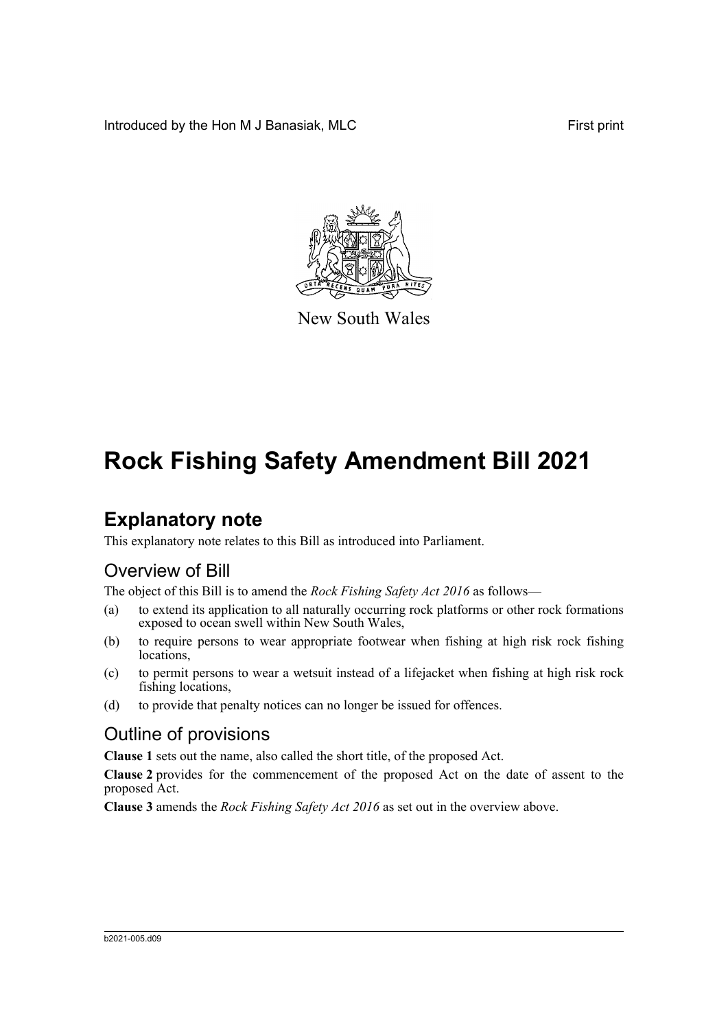Introduced by the Hon M J Banasiak, MLC

First print

New South Wales

# Rock Fishing Safety Amendment Bill 2021

## Explanatory note

This explanatory note relates to this Bill as introduced into Parliament.

### Overview of Bill

The object of this Bill is to amend the *Rock Fishing Safety Act 2016* as follows—

(a) to extend its application to all naturally occurring rock platforms or other rock formations exposed to ocean swell within New South Wales,

(b) to require persons to wear appropriate footwear when fishing at high risk rock fishing locations,

(c) to permit persons to wear a wetsuit instead of a lifejacket when fishing at high risk rock fishing locations,

(d) to provide that penalty notices can no longer be issued for offences.

### Outline of provisions

**Clause 1** sets out the name, also called the short title, of the proposed Act.

**Clause 2** provides for the commencement of the proposed Act on the date of assent to the proposed Act.

**Clause 3** amends the *Rock Fishing Safety Act 2016* as set out in the overview above.

b2021-005.d09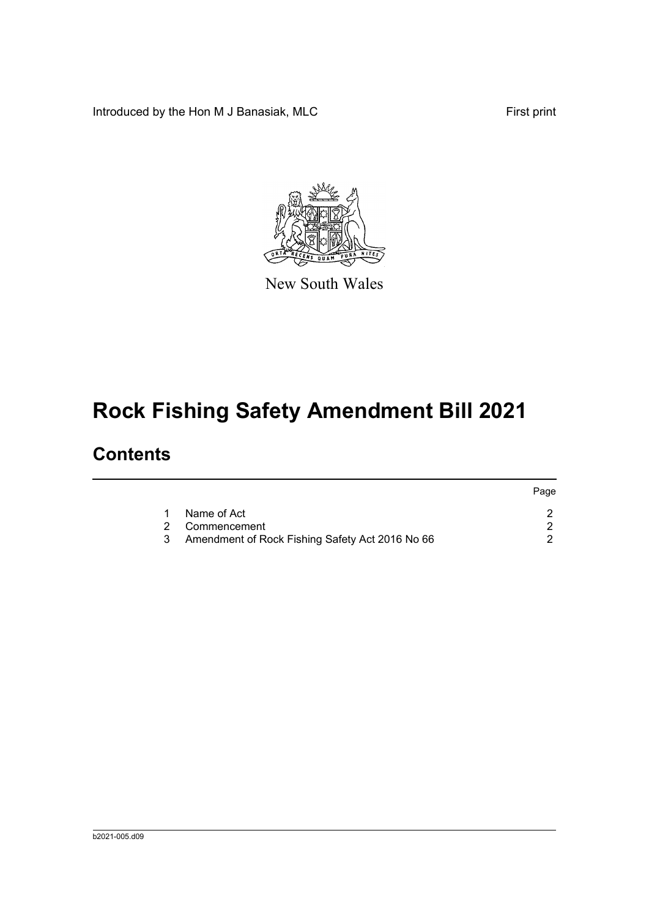Introduced by the Hon M J Banasiak, MLC

First print

New South Wales

# Rock Fishing Safety Amendment Bill 2021

## Contents

| | | Page |
|---|---|---|
| 1 | Name of Act | 2 |
| 2 | Commencement | 2 |
| 3 | Amendment of Rock Fishing Safety Act 2016 No 66 | 2 |

b2021-005.d09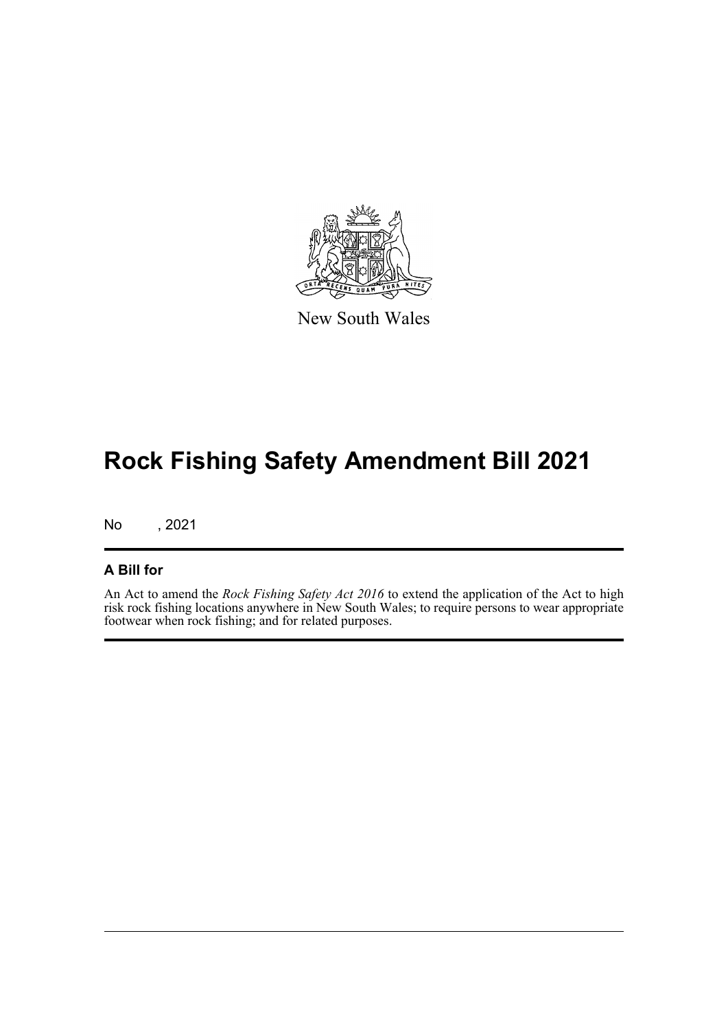New South Wales

# Rock Fishing Safety Amendment Bill 2021

No , 2021

## A Bill for

An Act to amend the *Rock Fishing Safety Act 2016* to extend the application of the Act to high risk rock fishing locations anywhere in New South Wales; to require persons to wear appropriate footwear when rock fishing; and for related purposes.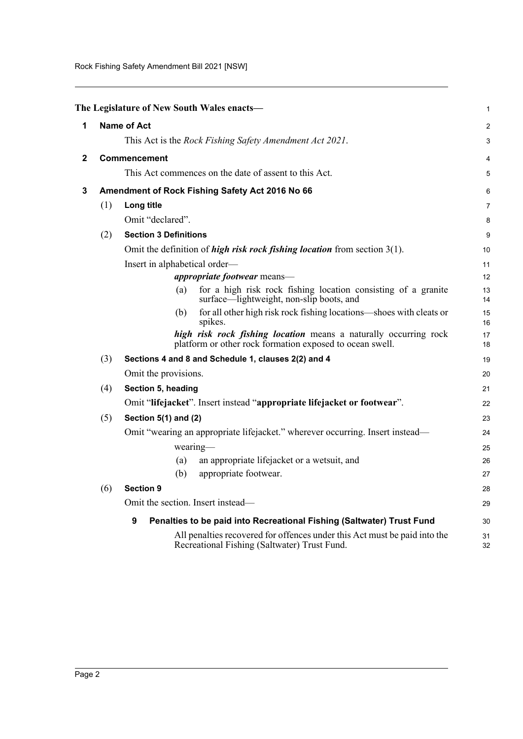The Legislature of New South Wales enacts—

## 1 Name of Act

This Act is the *Rock Fishing Safety Amendment Act 2021*.

## 2 Commencement

This Act commences on the date of assent to this Act.

## 3 Amendment of Rock Fishing Safety Act 2016 No 66

### (1) Long title

Omit "declared".

### (2) Section 3 Definitions

Omit the definition of ***high risk rock fishing location*** from section 3(1).

Insert in alphabetical order—

> ***appropriate footwear*** means—
>
> (a) for a high risk rock fishing location consisting of a granite surface—lightweight, non-slip boots, and
>
> (b) for all other high risk rock fishing locations—shoes with cleats or spikes.
>
> ***high risk rock fishing location*** means a naturally occurring rock platform or other rock formation exposed to ocean swell.

### (3) Sections 4 and 8 and Schedule 1, clauses 2(2) and 4

Omit the provisions.

### (4) Section 5, heading

Omit "**lifejacket**". Insert instead "**appropriate lifejacket or footwear**".

### (5) Section 5(1) and (2)

Omit "wearing an appropriate lifejacket." wherever occurring. Insert instead—

> wearing—
>
> (a) an appropriate lifejacket or a wetsuit, and
>
> (b) appropriate footwear.

### (6) Section 9

Omit the section. Insert instead—

> **9 Penalties to be paid into Recreational Fishing (Saltwater) Trust Fund**
>
> All penalties recovered for offences under this Act must be paid into the Recreational Fishing (Saltwater) Trust Fund.